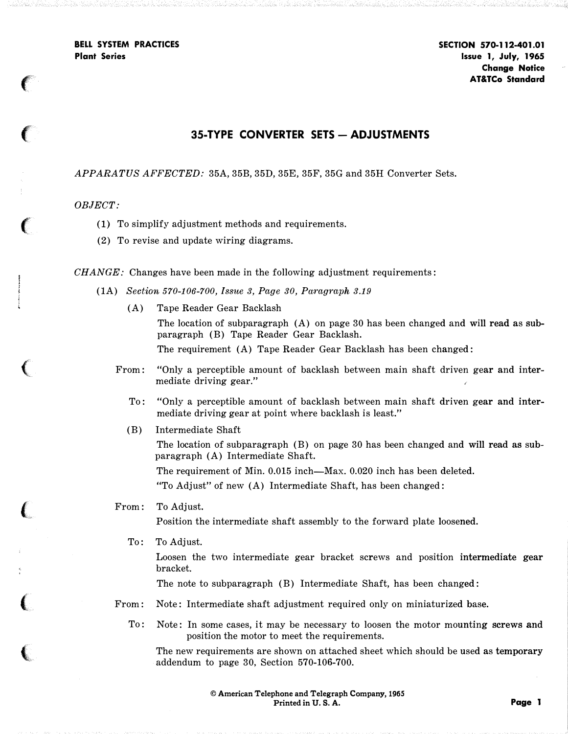BELL SYSTEM PRACTICES
Plant Series

SECTION 570-112-401.01
Issue 1, July, 1965
Change Notice
AT&TCo Standard

# 35-TYPE CONVERTER SETS — ADJUSTMENTS

*APPARATUS AFFECTED:* 35A, 35B, 35D, 35E, 35F, 35G and 35H Converter Sets.

*OBJECT:*

(1) To simplify adjustment methods and requirements.

(2) To revise and update wiring diagrams.

*CHANGE:* Changes have been made in the following adjustment requirements:

(1A) *Section 570-106-700, Issue 3, Page 30, Paragraph 3.19*

(A) Tape Reader Gear Backlash

The location of subparagraph (A) on page 30 has been changed and will read as subparagraph (B) Tape Reader Gear Backlash.

The requirement (A) Tape Reader Gear Backlash has been changed:

From: "Only a perceptible amount of backlash between main shaft driven gear and intermediate driving gear."

To: "Only a perceptible amount of backlash between main shaft driven gear and intermediate driving gear at point where backlash is least."

(B) Intermediate Shaft

The location of subparagraph (B) on page 30 has been changed and will read as subparagraph (A) Intermediate Shaft.

The requirement of Min. 0.015 inch—Max. 0.020 inch has been deleted.

"To Adjust" of new (A) Intermediate Shaft, has been changed:

From: To Adjust.

Position the intermediate shaft assembly to the forward plate loosened.

To: To Adjust.

Loosen the two intermediate gear bracket screws and position intermediate gear bracket.

The note to subparagraph (B) Intermediate Shaft, has been changed:

From: Note: Intermediate shaft adjustment required only on miniaturized base.

To: Note: In some cases, it may be necessary to loosen the motor mounting screws and position the motor to meet the requirements.

The new requirements are shown on attached sheet which should be used as temporary addendum to page 30, Section 570-106-700.

© American Telephone and Telegraph Company, 1965
Printed in U. S. A.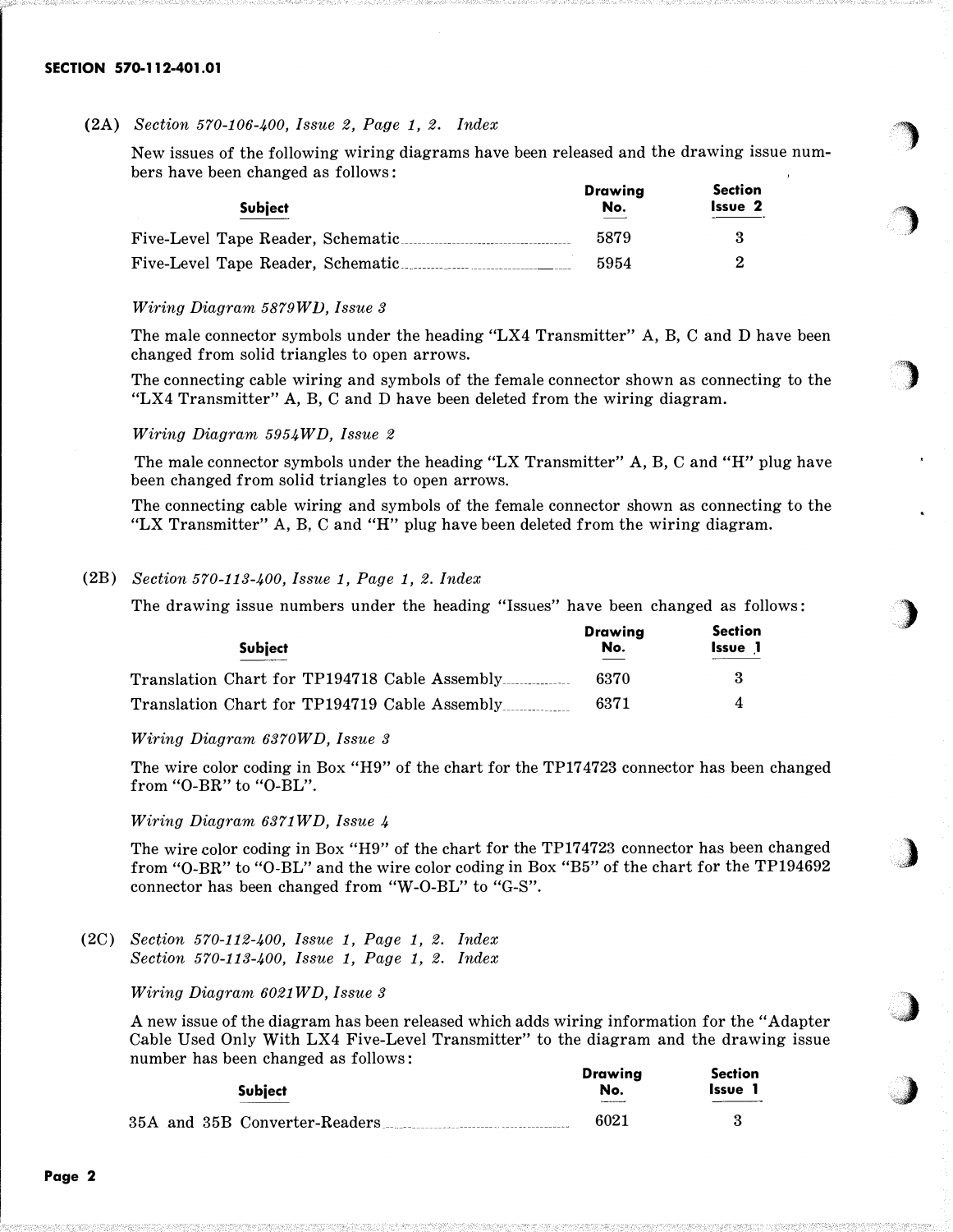(2A) *Section 570-106-400, Issue 2, Page 1, 2. Index*

New issues of the following wiring diagrams have been released and the drawing issue numbers have been changed as follows:

| Subject | Drawing No. | Section Issue 2 |
|---|---|---|
| Five-Level Tape Reader, Schematic | 5879 | 3 |
| Five-Level Tape Reader, Schematic | 5954 | 2 |

*Wiring Diagram 5879WD, Issue 3*

The male connector symbols under the heading "LX4 Transmitter" A, B, C and D have been changed from solid triangles to open arrows.

The connecting cable wiring and symbols of the female connector shown as connecting to the "LX4 Transmitter" A, B, C and D have been deleted from the wiring diagram.

*Wiring Diagram 5954WD, Issue 2*

The male connector symbols under the heading "LX Transmitter" A, B, C and "H" plug have been changed from solid triangles to open arrows.

The connecting cable wiring and symbols of the female connector shown as connecting to the "LX Transmitter" A, B, C and "H" plug have been deleted from the wiring diagram.

(2B) *Section 570-113-400, Issue 1, Page 1, 2. Index*

The drawing issue numbers under the heading "Issues" have been changed as follows:

| Subject | Drawing No. | Section Issue 1 |
|---|---|---|
| Translation Chart for TP194718 Cable Assembly | 6370 | 3 |
| Translation Chart for TP194719 Cable Assembly | 6371 | 4 |

*Wiring Diagram 6370WD, Issue 3*

The wire color coding in Box "H9" of the chart for the TP174723 connector has been changed from "O-BR" to "O-BL".

*Wiring Diagram 6371WD, Issue 4*

The wire color coding in Box "H9" of the chart for the TP174723 connector has been changed from "O-BR" to "O-BL" and the wire color coding in Box "B5" of the chart for the TP194692 connector has been changed from "W-O-BL" to "G-S".

(2C) *Section 570-112-400, Issue 1, Page 1, 2. Index*
*Section 570-113-400, Issue 1, Page 1, 2. Index*

*Wiring Diagram 6021WD, Issue 3*

A new issue of the diagram has been released which adds wiring information for the "Adapter Cable Used Only With LX4 Five-Level Transmitter" to the diagram and the drawing issue number has been changed as follows:

| Subject | Drawing No. | Section Issue 1 |
|---|---|---|
| 35A and 35B Converter-Readers | 6021 | 3 |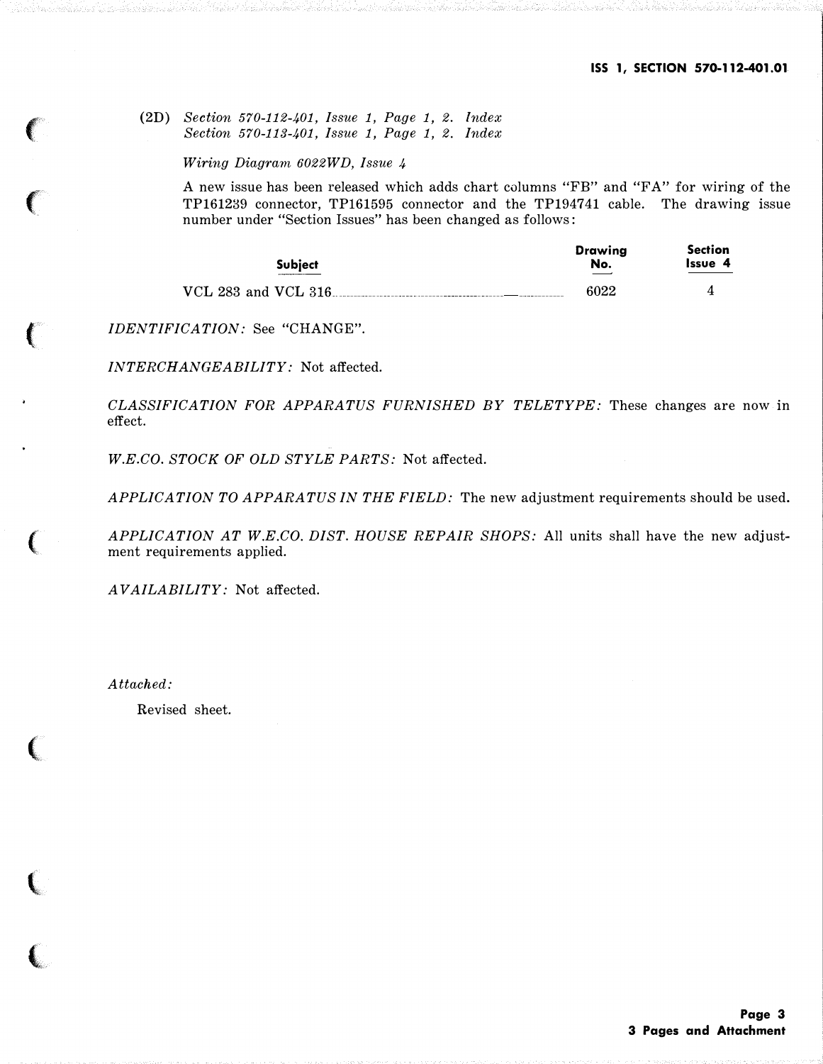(2D) *Section 570-112-401, Issue 1, Page 1, 2. Index*
*Section 570-113-401, Issue 1, Page 1, 2. Index*

*Wiring Diagram 6022WD, Issue 4*

A new issue has been released which adds chart columns "FB" and "FA" for wiring of the TP161239 connector, TP161595 connector and the TP194741 cable. The drawing issue number under "Section Issues" has been changed as follows:

| Subject | Drawing No. | Section Issue 4 |
|---|---|---|
| VCL 283 and VCL 316 | 6022 | 4 |

*IDENTIFICATION:* See "CHANGE".

*INTERCHANGEABILITY:* Not affected.

*CLASSIFICATION FOR APPARATUS FURNISHED BY TELETYPE:* These changes are now in effect.

*W.E.CO. STOCK OF OLD STYLE PARTS:* Not affected.

*APPLICATION TO APPARATUS IN THE FIELD:* The new adjustment requirements should be used.

*APPLICATION AT W.E.CO. DIST. HOUSE REPAIR SHOPS:* All units shall have the new adjustment requirements applied.

*AVAILABILITY:* Not affected.

*Attached:*

Revised sheet.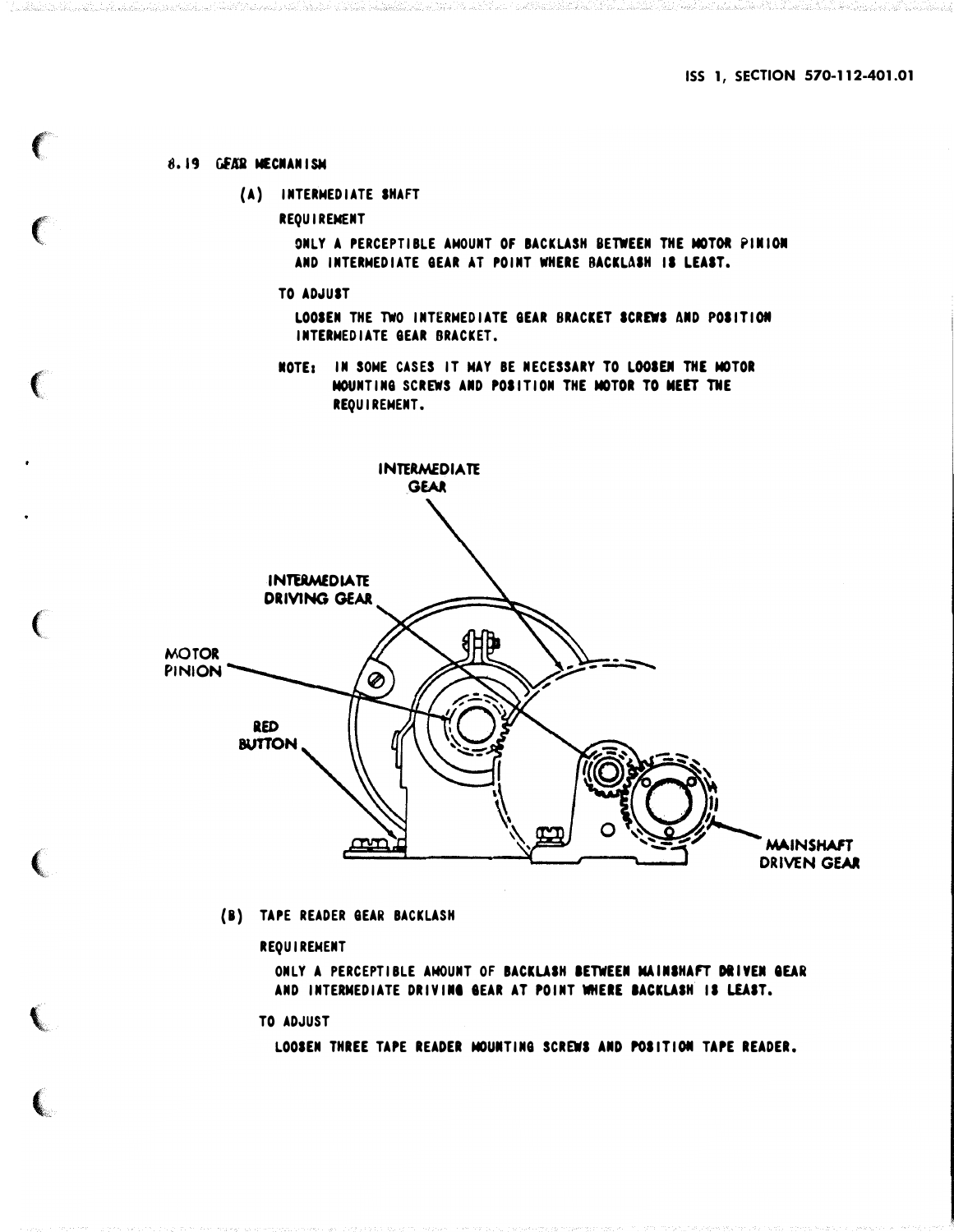## 8.19 GEAR MECHANISM

**(A) INTERMEDIATE SHAFT**

REQUIREMENT

ONLY A PERCEPTIBLE AMOUNT OF BACKLASH BETWEEN THE MOTOR PINION AND INTERMEDIATE GEAR AT POINT WHERE BACKLASH IS LEAST.

TO ADJUST

LOOSEN THE TWO INTERMEDIATE GEAR BRACKET SCREWS AND POSITION INTERMEDIATE GEAR BRACKET.

NOTE: IN SOME CASES IT MAY BE NECESSARY TO LOOSEN THE MOTOR MOUNTING SCREWS AND POSITION THE MOTOR TO MEET THE REQUIREMENT.

INTERMEDIATE GEAR

INTERMEDIATE DRIVING GEAR

MOTOR PINION

RED BUTTON

MAINSHAFT DRIVEN GEAR

**(B) TAPE READER GEAR BACKLASH**

REQUIREMENT

ONLY A PERCEPTIBLE AMOUNT OF BACKLASH BETWEEN MAINSHAFT DRIVEN GEAR AND INTERMEDIATE DRIVING GEAR AT POINT WHERE BACKLASH IS LEAST.

TO ADJUST

LOOSEN THREE TAPE READER MOUNTING SCREWS AND POSITION TAPE READER.